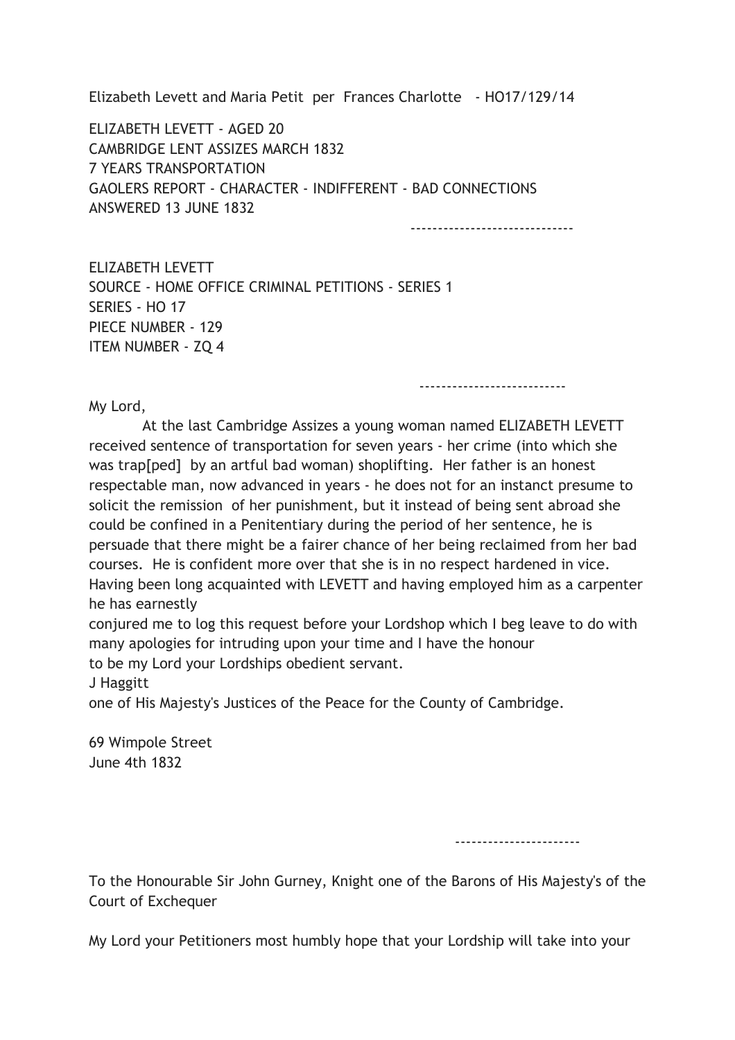Elizabeth Levett and Maria Petit per Frances Charlotte - HO17/129/14

ELIZABETH LEVETT - AGED 20
CAMBRIDGE LENT ASSIZES MARCH 1832
7 YEARS TRANSPORTATION
GAOLERS REPORT - CHARACTER - INDIFFERENT - BAD CONNECTIONS
ANSWERED 13 JUNE 1832

------------------------------

ELIZABETH LEVETT
SOURCE - HOME OFFICE CRIMINAL PETITIONS - SERIES 1
SERIES - HO 17
PIECE NUMBER - 129
ITEM NUMBER - ZQ 4

---------------------------

My Lord,

At the last Cambridge Assizes a young woman named ELIZABETH LEVETT received sentence of transportation for seven years - her crime (into which she was trap[ped] by an artful bad woman) shoplifting. Her father is an honest respectable man, now advanced in years - he does not for an instanct presume to solicit the remission of her punishment, but it instead of being sent abroad she could be confined in a Penitentiary during the period of her sentence, he is persuade that there might be a fairer chance of her being reclaimed from her bad courses. He is confident more over that she is in no respect hardened in vice. Having been long acquainted with LEVETT and having employed him as a carpenter he has earnestly
conjured me to log this request before your Lordshop which I beg leave to do with many apologies for intruding upon your time and I have the honour
to be my Lord your Lordships obedient servant.
J Haggitt
one of His Majesty's Justices of the Peace for the County of Cambridge.

69 Wimpole Street
June 4th 1832

-----------------------

To the Honourable Sir John Gurney, Knight one of the Barons of His Majesty's of the Court of Exchequer

My Lord your Petitioners most humbly hope that your Lordship will take into your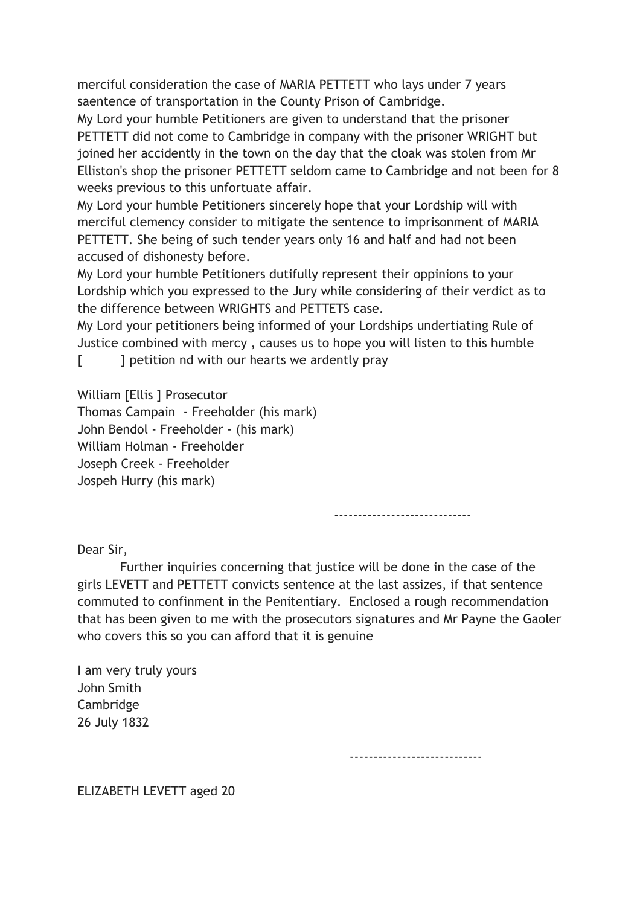merciful consideration the case of MARIA PETTETT who lays under 7 years saentence of transportation in the County Prison of Cambridge.

My Lord your humble Petitioners are given to understand that the prisoner PETTETT did not come to Cambridge in company with the prisoner WRIGHT but joined her accidently in the town on the day that the cloak was stolen from Mr Elliston's shop the prisoner PETTETT seldom came to Cambridge and not been for 8 weeks previous to this unfortuate affair.

My Lord your humble Petitioners sincerely hope that your Lordship will with merciful clemency consider to mitigate the sentence to imprisonment of MARIA PETTETT. She being of such tender years only 16 and half and had not been accused of dishonesty before.

My Lord your humble Petitioners dutifully represent their oppinions to your Lordship which you expressed to the Jury while considering of their verdict as to the difference between WRIGHTS and PETTETS case.

My Lord your petitioners being informed of your Lordships undertiating Rule of Justice combined with mercy , causes us to hope you will listen to this humble [ ] petition nd with our hearts we ardently pray

William [Ellis ] Prosecutor
Thomas Campain - Freeholder (his mark)
John Bendol - Freeholder - (his mark)
William Holman - Freeholder
Joseph Creek - Freeholder
Jospeh Hurry (his mark)

-----------------------------

Dear Sir,

Further inquiries concerning that justice will be done in the case of the girls LEVETT and PETTETT convicts sentence at the last assizes, if that sentence commuted to confinment in the Penitentiary. Enclosed a rough recommendation that has been given to me with the prosecutors signatures and Mr Payne the Gaoler who covers this so you can afford that it is genuine

I am very truly yours
John Smith
Cambridge
26 July 1832

----------------------------

ELIZABETH LEVETT aged 20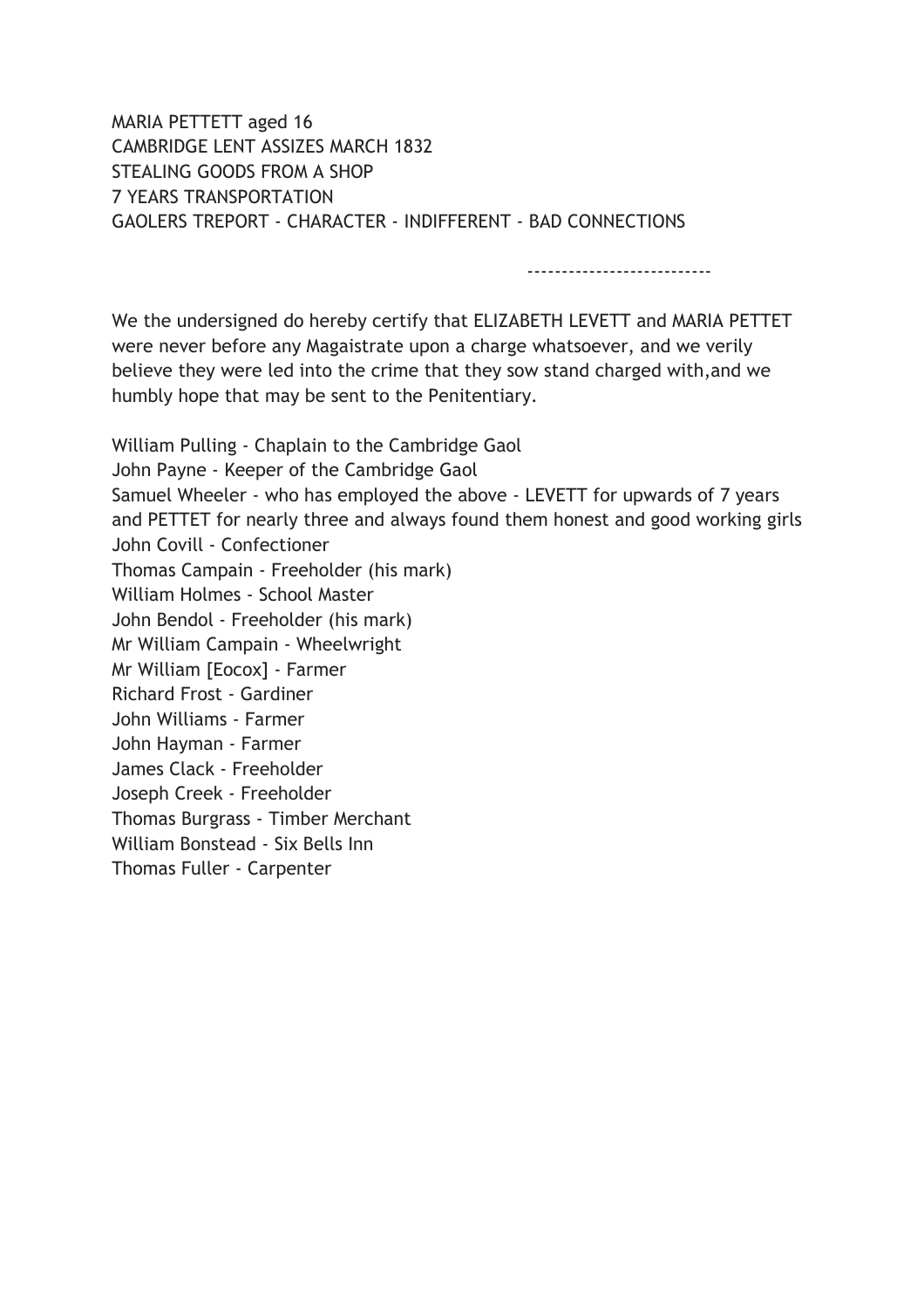MARIA PETTETT aged 16
CAMBRIDGE LENT ASSIZES MARCH 1832
STEALING GOODS FROM A SHOP
7 YEARS TRANSPORTATION
GAOLERS TREPORT - CHARACTER - INDIFFERENT - BAD CONNECTIONS

---------------------------

We the undersigned do hereby certify that ELIZABETH LEVETT and MARIA PETTET were never before any Magaistrate upon a charge whatsoever, and we verily believe they were led into the crime that they sow stand charged with,and we humbly hope that may be sent to the Penitentiary.

William Pulling - Chaplain to the Cambridge Gaol
John Payne - Keeper of the Cambridge Gaol
Samuel Wheeler - who has employed the above - LEVETT for upwards of 7 years and PETTET for nearly three and always found them honest and good working girls
John Covill - Confectioner
Thomas Campain - Freeholder (his mark)
William Holmes - School Master
John Bendol - Freeholder (his mark)
Mr William Campain - Wheelwright
Mr William [Eocox] - Farmer
Richard Frost - Gardiner
John Williams - Farmer
John Hayman - Farmer
James Clack - Freeholder
Joseph Creek - Freeholder
Thomas Burgrass - Timber Merchant
William Bonstead - Six Bells Inn
Thomas Fuller - Carpenter